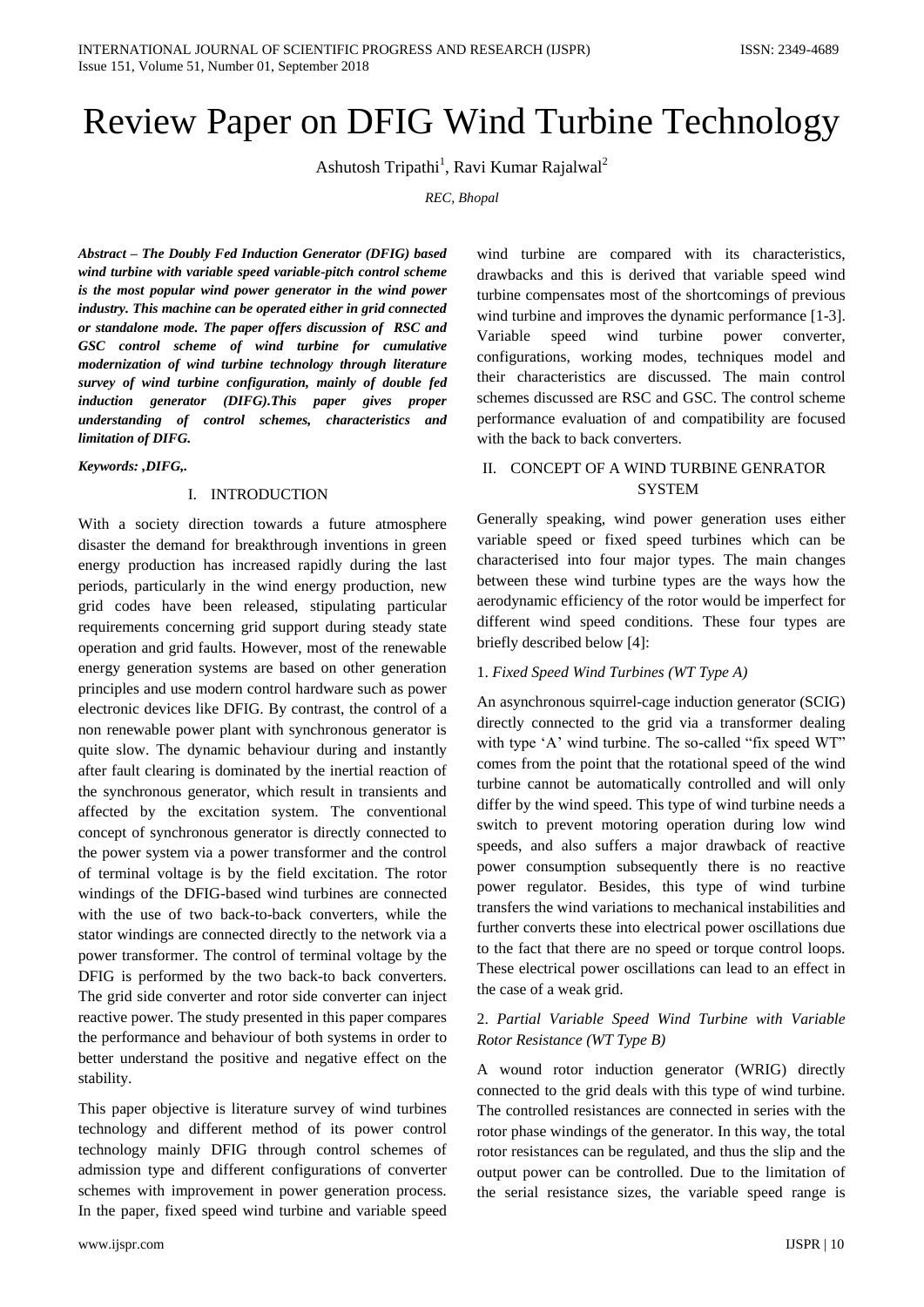# Review Paper on DFIG Wind Turbine Technology

Ashutosh Tripathi[1], Ravi Kumar Rajalwal[2]

*REC, Bhopal*

***Abstract – The Doubly Fed Induction Generator (DFIG) based wind turbine with variable speed variable-pitch control scheme is the most popular wind power generator in the wind power industry. This machine can be operated either in grid connected or standalone mode. The paper offers discussion of RSC and GSC control scheme of wind turbine for cumulative modernization of wind turbine technology through literature survey of wind turbine configuration, mainly of double fed induction generator (DIFG).This paper gives proper understanding of control schemes, characteristics and limitation of DIFG.***

***Keywords: ,DIFG,.***

## I. INTRODUCTION

With a society direction towards a future atmosphere disaster the demand for breakthrough inventions in green energy production has increased rapidly during the last periods, particularly in the wind energy production, new grid codes have been released, stipulating particular requirements concerning grid support during steady state operation and grid faults. However, most of the renewable energy generation systems are based on other generation principles and use modern control hardware such as power electronic devices like DFIG. By contrast, the control of a non renewable power plant with synchronous generator is quite slow. The dynamic behaviour during and instantly after fault clearing is dominated by the inertial reaction of the synchronous generator, which result in transients and affected by the excitation system. The conventional concept of synchronous generator is directly connected to the power system via a power transformer and the control of terminal voltage is by the field excitation. The rotor windings of the DFIG-based wind turbines are connected with the use of two back-to-back converters, while the stator windings are connected directly to the network via a power transformer. The control of terminal voltage by the DFIG is performed by the two back-to back converters. The grid side converter and rotor side converter can inject reactive power. The study presented in this paper compares the performance and behaviour of both systems in order to better understand the positive and negative effect on the stability.

This paper objective is literature survey of wind turbines technology and different method of its power control technology mainly DFIG through control schemes of admission type and different configurations of converter schemes with improvement in power generation process. In the paper, fixed speed wind turbine and variable speed wind turbine are compared with its characteristics, drawbacks and this is derived that variable speed wind turbine compensates most of the shortcomings of previous wind turbine and improves the dynamic performance [1-3]. Variable speed wind turbine power converter, configurations, working modes, techniques model and their characteristics are discussed. The main control schemes discussed are RSC and GSC. The control scheme performance evaluation of and compatibility are focused with the back to back converters.

## II. CONCEPT OF A WIND TURBINE GENRATOR SYSTEM

Generally speaking, wind power generation uses either variable speed or fixed speed turbines which can be characterised into four major types. The main changes between these wind turbine types are the ways how the aerodynamic efficiency of the rotor would be imperfect for different wind speed conditions. These four types are briefly described below [4]:

1. *Fixed Speed Wind Turbines (WT Type A)*

An asynchronous squirrel-cage induction generator (SCIG) directly connected to the grid via a transformer dealing with type 'A' wind turbine. The so-called "fix speed WT" comes from the point that the rotational speed of the wind turbine cannot be automatically controlled and will only differ by the wind speed. This type of wind turbine needs a switch to prevent motoring operation during low wind speeds, and also suffers a major drawback of reactive power consumption subsequently there is no reactive power regulator. Besides, this type of wind turbine transfers the wind variations to mechanical instabilities and further converts these into electrical power oscillations due to the fact that there are no speed or torque control loops. These electrical power oscillations can lead to an effect in the case of a weak grid.

2. *Partial Variable Speed Wind Turbine with Variable Rotor Resistance (WT Type B)*

A wound rotor induction generator (WRIG) directly connected to the grid deals with this type of wind turbine. The controlled resistances are connected in series with the rotor phase windings of the generator. In this way, the total rotor resistances can be regulated, and thus the slip and the output power can be controlled. Due to the limitation of the serial resistance sizes, the variable speed range is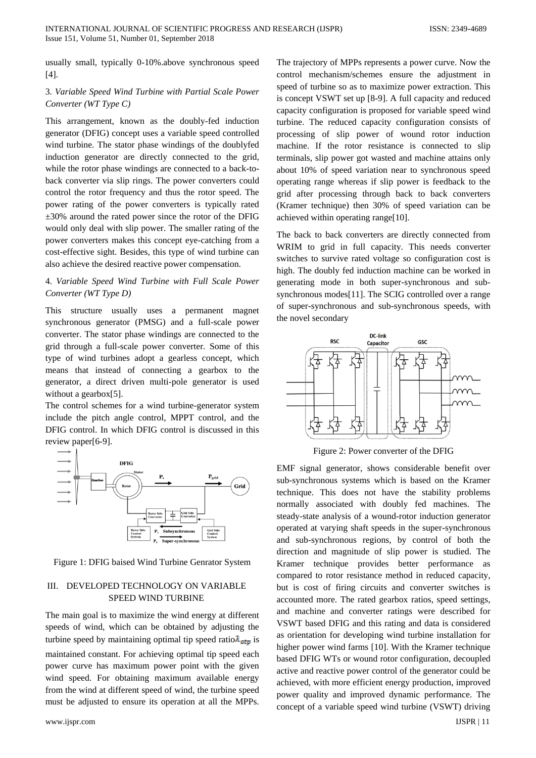usually small, typically 0-10%.above synchronous speed [4].

3. *Variable Speed Wind Turbine with Partial Scale Power Converter (WT Type C)*

This arrangement, known as the doubly-fed induction generator (DFIG) concept uses a variable speed controlled wind turbine. The stator phase windings of the doublyfed induction generator are directly connected to the grid, while the rotor phase windings are connected to a back-to-back converter via slip rings. The power converters could control the rotor frequency and thus the rotor speed. The power rating of the power converters is typically rated ±30% around the rated power since the rotor of the DFIG would only deal with slip power. The smaller rating of the power converters makes this concept eye-catching from a cost-effective sight. Besides, this type of wind turbine can also achieve the desired reactive power compensation.

4. *Variable Speed Wind Turbine with Full Scale Power Converter (WT Type D)*

This structure usually uses a permanent magnet synchronous generator (PMSG) and a full-scale power converter. The stator phase windings are connected to the grid through a full-scale power converter. Some of this type of wind turbines adopt a gearless concept, which means that instead of connecting a gearbox to the generator, a direct driven multi-pole generator is used without a gearbox[5].

The control schemes for a wind turbine-generator system include the pitch angle control, MPPT control, and the DFIG control. In which DFIG control is discussed in this review paper[6-9].

Figure 1: DFIG baised Wind Turbine Genrator System

## III. DEVELOPED TECHNOLOGY ON VARIABLE SPEED WIND TURBINE

The main goal is to maximize the wind energy at different speeds of wind, which can be obtained by adjusting the turbine speed by maintaining optimal tip speed ratio $\lambda_{otp}$ is maintained constant. For achieving optimal tip speed each power curve has maximum power point with the given wind speed. For obtaining maximum available energy from the wind at different speed of wind, the turbine speed must be adjusted to ensure its operation at all the MPPs. The trajectory of MPPs represents a power curve. Now the control mechanism/schemes ensure the adjustment in speed of turbine so as to maximize power extraction. This is concept VSWT set up [8-9]. A full capacity and reduced capacity configuration is proposed for variable speed wind turbine. The reduced capacity configuration consists of processing of slip power of wound rotor induction machine. If the rotor resistance is connected to slip terminals, slip power got wasted and machine attains only about 10% of speed variation near to synchronous speed operating range whereas if slip power is feedback to the grid after processing through back to back converters (Kramer technique) then 30% of speed variation can be achieved within operating range[10].

The back to back converters are directly connected from WRIM to grid in full capacity. This needs converter switches to survive rated voltage so configuration cost is high. The doubly fed induction machine can be worked in generating mode in both super-synchronous and sub-synchronous modes[11]. The SCIG controlled over a range of super-synchronous and sub-synchronous speeds, with the novel secondary

Figure 2: Power converter of the DFIG

EMF signal generator, shows considerable benefit over sub-synchronous systems which is based on the Kramer technique. This does not have the stability problems normally associated with doubly fed machines. The steady-state analysis of a wound-rotor induction generator operated at varying shaft speeds in the super-synchronous and sub-synchronous regions, by control of both the direction and magnitude of slip power is studied. The Kramer technique provides better performance as compared to rotor resistance method in reduced capacity, but is cost of firing circuits and converter switches is accounted more. The rated gearbox ratios, speed settings, and machine and converter ratings were described for VSWT based DFIG and this rating and data is considered as orientation for developing wind turbine installation for higher power wind farms [10]. With the Kramer technique based DFIG WTs or wound rotor configuration, decoupled active and reactive power control of the generator could be achieved, with more efficient energy production, improved power quality and improved dynamic performance. The concept of a variable speed wind turbine (VSWT) driving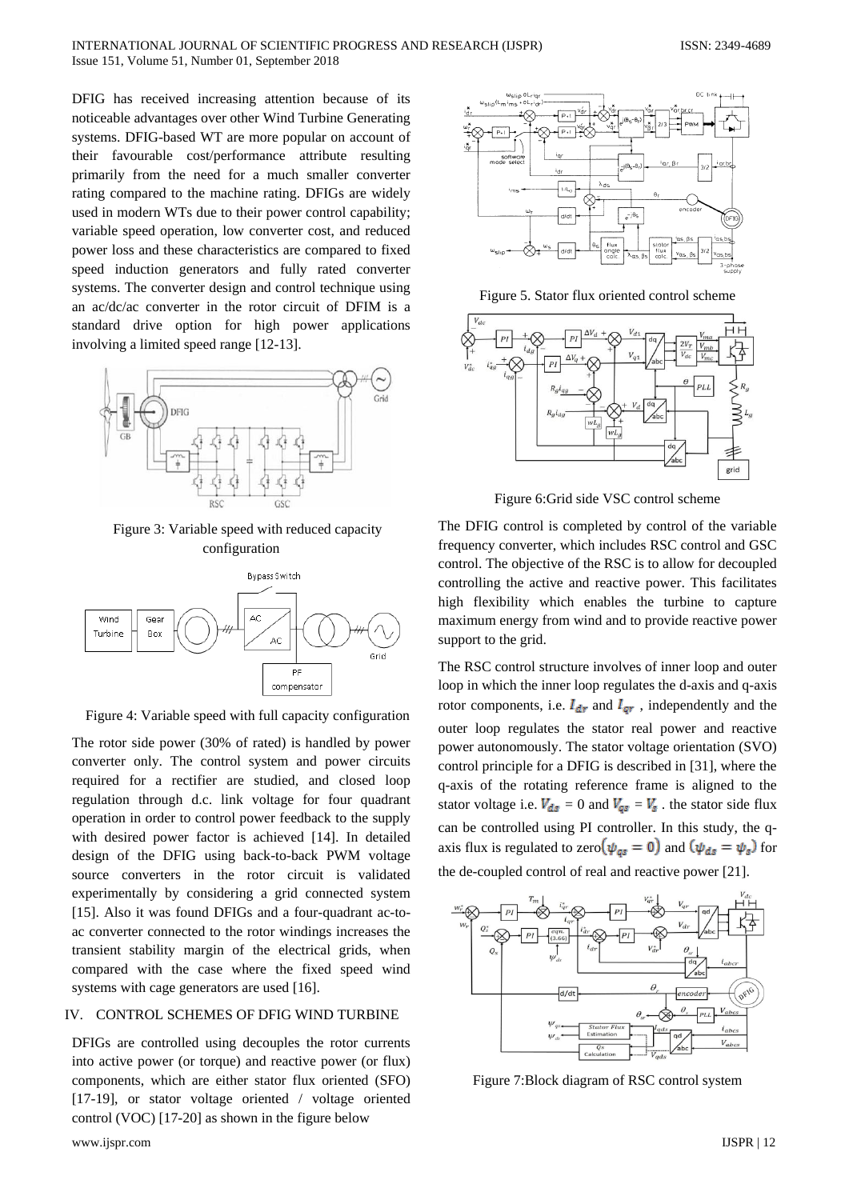DFIG has received increasing attention because of its noticeable advantages over other Wind Turbine Generating systems. DFIG-based WT are more popular on account of their favourable cost/performance attribute resulting primarily from the need for a much smaller converter rating compared to the machine rating. DFIGs are widely used in modern WTs due to their power control capability; variable speed operation, low converter cost, and reduced power loss and these characteristics are compared to fixed speed induction generators and fully rated converter systems. The converter design and control technique using an ac/dc/ac converter in the rotor circuit of DFIM is a standard drive option for high power applications involving a limited speed range [12-13].

Figure 3: Variable speed with reduced capacity configuration

Figure 4: Variable speed with full capacity configuration

The rotor side power (30% of rated) is handled by power converter only. The control system and power circuits required for a rectifier are studied, and closed loop regulation through d.c. link voltage for four quadrant operation in order to control power feedback to the supply with desired power factor is achieved [14]. In detailed design of the DFIG using back-to-back PWM voltage source converters in the rotor circuit is validated experimentally by considering a grid connected system [15]. Also it was found DFIGs and a four-quadrant ac-to-ac converter connected to the rotor windings increases the transient stability margin of the electrical grids, when compared with the case where the fixed speed wind systems with cage generators are used [16].

## IV. CONTROL SCHEMES OF DFIG WIND TURBINE

DFIGs are controlled using decouples the rotor currents into active power (or torque) and reactive power (or flux) components, which are either stator flux oriented (SFO) [17-19], or stator voltage oriented / voltage oriented control (VOC) [17-20] as shown in the figure below

Figure 5. Stator flux oriented control scheme

Figure 6:Grid side VSC control scheme

The DFIG control is completed by control of the variable frequency converter, which includes RSC control and GSC control. The objective of the RSC is to allow for decoupled controlling the active and reactive power. This facilitates high flexibility which enables the turbine to capture maximum energy from wind and to provide reactive power support to the grid.

The RSC control structure involves of inner loop and outer loop in which the inner loop regulates the d-axis and q-axis rotor components, i.e. $I_{dr}$ and $I_{qr}$ , independently and the outer loop regulates the stator real power and reactive power autonomously. The stator voltage orientation (SVO) control principle for a DFIG is described in [31], where the q-axis of the rotating reference frame is aligned to the stator voltage i.e. $V_{ds}$ = 0 and $V_{qs} = V_s$ . the stator side flux can be controlled using PI controller. In this study, the q-axis flux is regulated to zero$(\psi_{qs} = 0)$ and $(\psi_{ds} = \psi_s)$ for the de-coupled control of real and reactive power [21].

Figure 7:Block diagram of RSC control system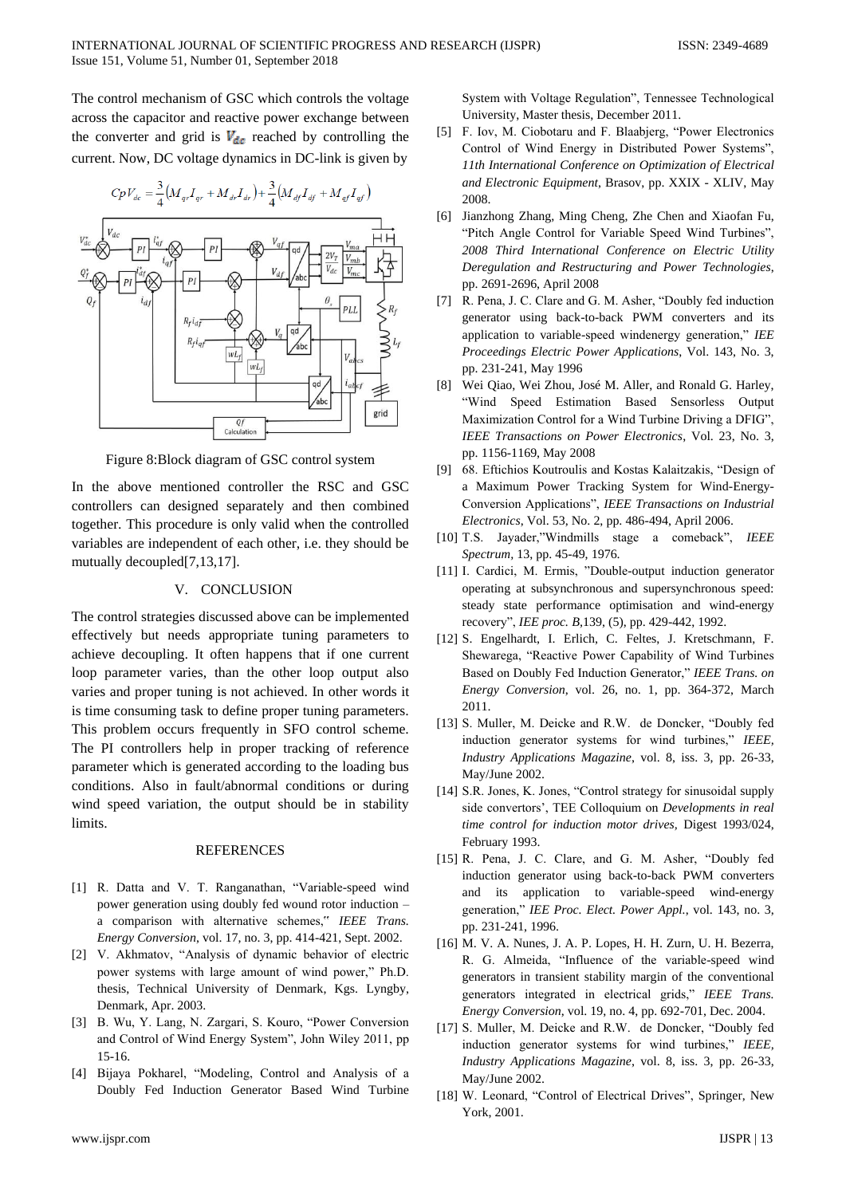The control mechanism of GSC which controls the voltage across the capacitor and reactive power exchange between the converter and grid is $V_{dc}$ reached by controlling the current. Now, DC voltage dynamics in DC-link is given by

$$CpV_{dc} = \frac{3}{4}\left(M_{qr}I_{qr} + M_{dr}I_{dr}\right) + \frac{3}{4}\left(M_{df}I_{df} + M_{qf}I_{qf}\right)$$

Figure 8:Block diagram of GSC control system

In the above mentioned controller the RSC and GSC controllers can designed separately and then combined together. This procedure is only valid when the controlled variables are independent of each other, i.e. they should be mutually decoupled[7,13,17].

## V. CONCLUSION

The control strategies discussed above can be implemented effectively but needs appropriate tuning parameters to achieve decoupling. It often happens that if one current loop parameter varies, than the other loop output also varies and proper tuning is not achieved. In other words it is time consuming task to define proper tuning parameters. This problem occurs frequently in SFO control scheme. The PI controllers help in proper tracking of reference parameter which is generated according to the loading bus conditions. Also in fault/abnormal conditions or during wind speed variation, the output should be in stability limits.

## REFERENCES

[1] R. Datta and V. T. Ranganathan, "Variable-speed wind power generation using doubly fed wound rotor induction – a comparison with alternative schemes," *IEEE Trans. Energy Conversion*, vol. 17, no. 3, pp. 414-421, Sept. 2002.

[2] V. Akhmatov, "Analysis of dynamic behavior of electric power systems with large amount of wind power," Ph.D. thesis, Technical University of Denmark, Kgs. Lyngby, Denmark, Apr. 2003.

[3] B. Wu, Y. Lang, N. Zargari, S. Kouro, "Power Conversion and Control of Wind Energy System", John Wiley 2011, pp 15-16.

[4] Bijaya Pokharel, "Modeling, Control and Analysis of a Doubly Fed Induction Generator Based Wind Turbine System with Voltage Regulation", Tennessee Technological University, Master thesis, December 2011.

[5] F. Iov, M. Ciobotaru and F. Blaabjerg, "Power Electronics Control of Wind Energy in Distributed Power Systems", *11th International Conference on Optimization of Electrical and Electronic Equipment*, Brasov, pp. XXIX - XLIV, May 2008.

[6] Jianzhong Zhang, Ming Cheng, Zhe Chen and Xiaofan Fu, "Pitch Angle Control for Variable Speed Wind Turbines", *2008 Third International Conference on Electric Utility Deregulation and Restructuring and Power Technologies*, pp. 2691-2696, April 2008

[7] R. Pena, J. C. Clare and G. M. Asher, "Doubly fed induction generator using back-to-back PWM converters and its application to variable-speed windenergy generation," *IEE Proceedings Electric Power Applications*, Vol. 143, No. 3, pp. 231-241, May 1996

[8] Wei Qiao, Wei Zhou, José M. Aller, and Ronald G. Harley, "Wind Speed Estimation Based Sensorless Output Maximization Control for a Wind Turbine Driving a DFIG", *IEEE Transactions on Power Electronics*, Vol. 23, No. 3, pp. 1156-1169, May 2008

[9] 68. Eftichios Koutroulis and Kostas Kalaitzakis, "Design of a Maximum Power Tracking System for Wind-Energy-Conversion Applications", *IEEE Transactions on Industrial Electronics*, Vol. 53, No. 2, pp. 486-494, April 2006.

[10] T.S. Jayader,"Windmills stage a comeback", *IEEE Spectrum*, 13, pp. 45-49, 1976.

[11] I. Cardici, M. Ermis, "Double-output induction generator operating at subsynchronous and supersynchronous speed: steady state performance optimisation and wind-energy recovery", *IEE proc. B*,139, (5), pp. 429-442, 1992.

[12] S. Engelhardt, I. Erlich, C. Feltes, J. Kretschmann, F. Shewarega, "Reactive Power Capability of Wind Turbines Based on Doubly Fed Induction Generator," *IEEE Trans. on Energy Conversion*, vol. 26, no. 1, pp. 364-372, March 2011.

[13] S. Muller, M. Deicke and R.W. de Doncker, "Doubly fed induction generator systems for wind turbines," *IEEE, Industry Applications Magazine*, vol. 8, iss. 3, pp. 26-33, May/June 2002.

[14] S.R. Jones, K. Jones, "Control strategy for sinusoidal supply side convertors', TEE Colloquium on *Developments in real time control for induction motor drives,* Digest 1993/024, February 1993.

[15] R. Pena, J. C. Clare, and G. M. Asher, "Doubly fed induction generator using back-to-back PWM converters and its application to variable-speed wind-energy generation," *IEE Proc. Elect. Power Appl.*, vol. 143, no. 3, pp. 231-241, 1996.

[16] M. V. A. Nunes, J. A. P. Lopes, H. H. Zurn, U. H. Bezerra, R. G. Almeida, "Influence of the variable-speed wind generators in transient stability margin of the conventional generators integrated in electrical grids," *IEEE Trans. Energy Conversion*, vol. 19, no. 4, pp. 692-701, Dec. 2004.

[17] S. Muller, M. Deicke and R.W. de Doncker, "Doubly fed induction generator systems for wind turbines," *IEEE, Industry Applications Magazine*, vol. 8, iss. 3, pp. 26-33, May/June 2002.

[18] W. Leonard, "Control of Electrical Drives", Springer, New York, 2001.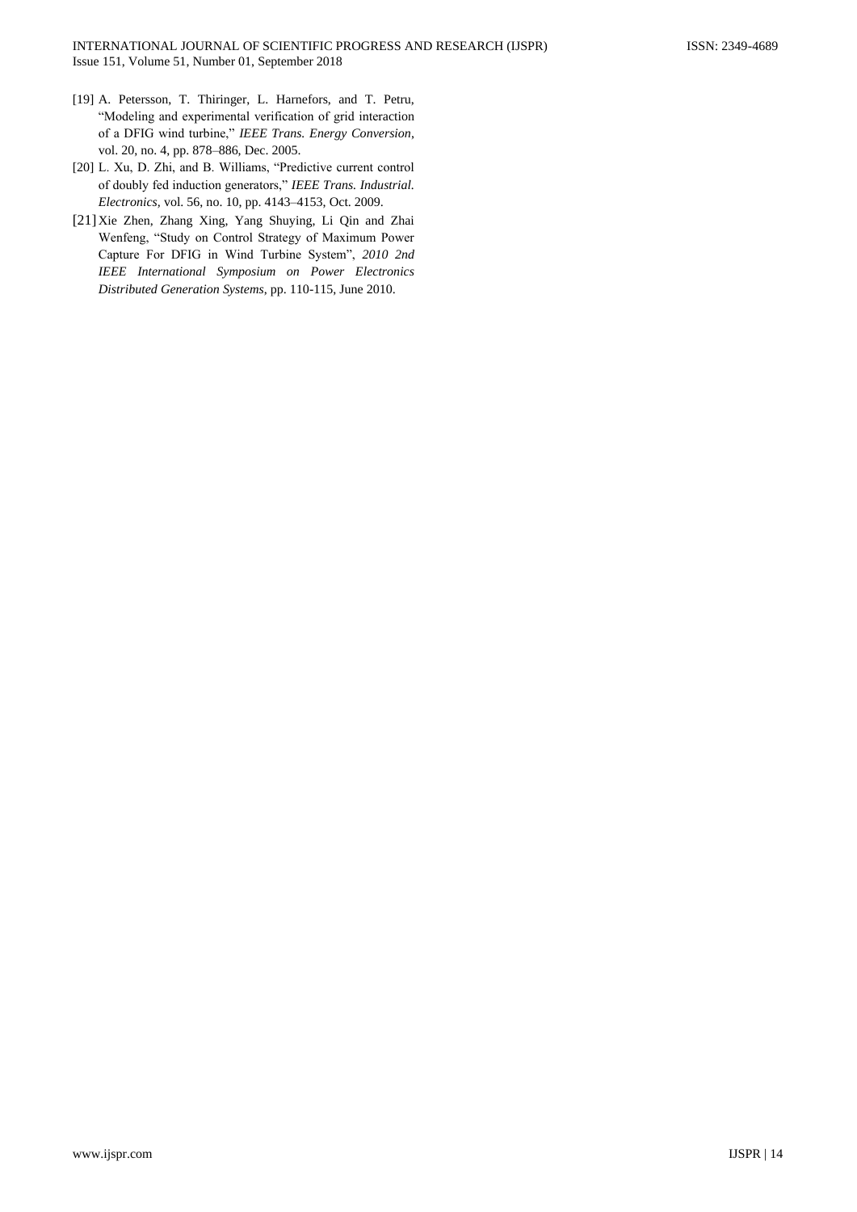[19] A. Petersson, T. Thiringer, L. Harnefors, and T. Petru, "Modeling and experimental verification of grid interaction of a DFIG wind turbine," *IEEE Trans. Energy Conversion*, vol. 20, no. 4, pp. 878–886, Dec. 2005.

[20] L. Xu, D. Zhi, and B. Williams, "Predictive current control of doubly fed induction generators," *IEEE Trans. Industrial. Electronics*, vol. 56, no. 10, pp. 4143–4153, Oct. 2009.

[21] Xie Zhen, Zhang Xing, Yang Shuying, Li Qin and Zhai Wenfeng, "Study on Control Strategy of Maximum Power Capture For DFIG in Wind Turbine System", *2010 2nd IEEE International Symposium on Power Electronics Distributed Generation Systems*, pp. 110-115, June 2010.